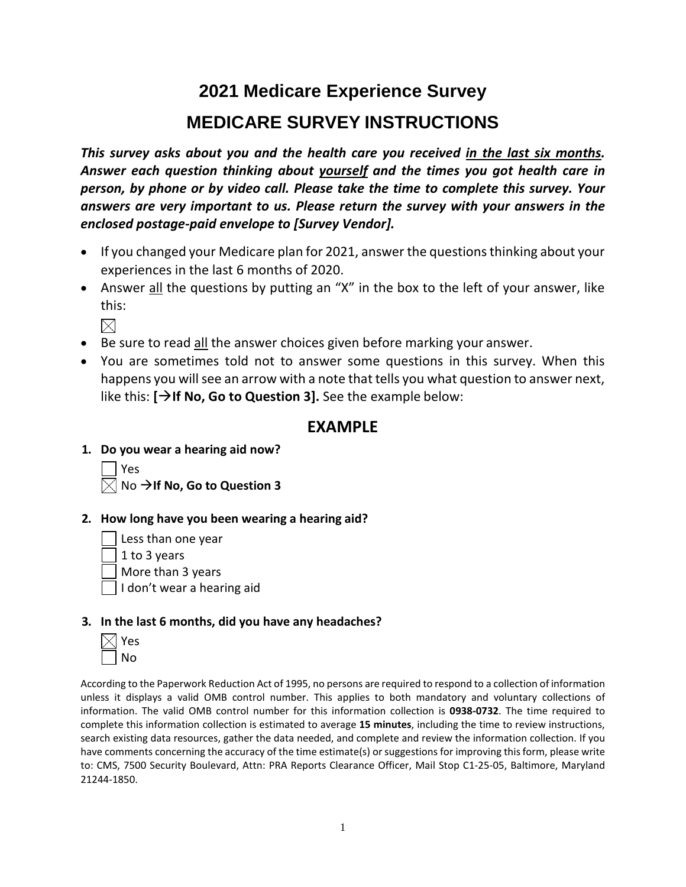# 2021 Medicare Experience Survey

## MEDICARE SURVEY INSTRUCTIONS

***This survey asks about you and the health care you received <u>in the last six months</u>. Answer each question thinking about <u>yourself</u> and the times you got health care in person, by phone or by video call. Please take the time to complete this survey. Your answers are very important to us. Please return the survey with your answers in the enclosed postage-paid envelope to [Survey Vendor].***

- If you changed your Medicare plan for 2021, answer the questions thinking about your experiences in the last 6 months of 2020.
- Answer <u>all</u> the questions by putting an "X" in the box to the left of your answer, like this:

  ☒

- Be sure to read <u>all</u> the answer choices given before marking your answer.
- You are sometimes told not to answer some questions in this survey. When this happens you will see an arrow with a note that tells you what question to answer next, like this: **[→If No, Go to Question 3].** See the example below:

## EXAMPLE

**1. Do you wear a hearing aid now?**

☐ Yes
☒ No →**If No, Go to Question 3**

**2. How long have you been wearing a hearing aid?**

☐ Less than one year
☐ 1 to 3 years
☐ More than 3 years
☐ I don't wear a hearing aid

**3. In the last 6 months, did you have any headaches?**

☒ Yes
☐ No

According to the Paperwork Reduction Act of 1995, no persons are required to respond to a collection of information unless it displays a valid OMB control number. This applies to both mandatory and voluntary collections of information. The valid OMB control number for this information collection is **0938-0732**. The time required to complete this information collection is estimated to average **15 minutes**, including the time to review instructions, search existing data resources, gather the data needed, and complete and review the information collection. If you have comments concerning the accuracy of the time estimate(s) or suggestions for improving this form, please write to: CMS, 7500 Security Boulevard, Attn: PRA Reports Clearance Officer, Mail Stop C1-25-05, Baltimore, Maryland 21244-1850.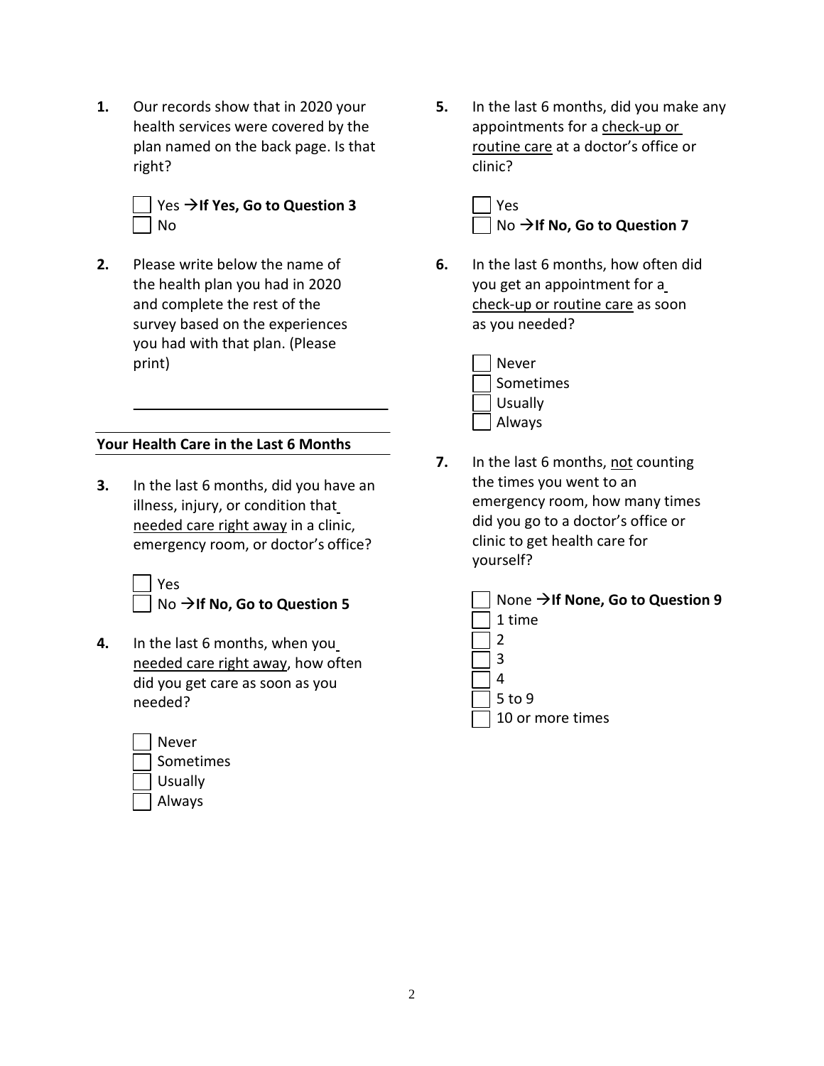1. Our records show that in 2020 your health services were covered by the plan named on the back page. Is that right?

   - ☐ Yes → **If Yes, Go to Question 3**
   - ☐ No

2. Please write below the name of the health plan you had in 2020 and complete the rest of the survey based on the experiences you had with that plan. (Please print)

   ________________________________

## Your Health Care in the Last 6 Months

3. In the last 6 months, did you have an illness, injury, or condition that needed care right away in a clinic, emergency room, or doctor's office?

   - ☐ Yes
   - ☐ No → **If No, Go to Question 5**

4. In the last 6 months, when you needed care right away, how often did you get care as soon as you needed?

   - ☐ Never
   - ☐ Sometimes
   - ☐ Usually
   - ☐ Always

5. In the last 6 months, did you make any appointments for a check-up or routine care at a doctor's office or clinic?

   - ☐ Yes
   - ☐ No → **If No, Go to Question 7**

6. In the last 6 months, how often did you get an appointment for a check-up or routine care as soon as you needed?

   - ☐ Never
   - ☐ Sometimes
   - ☐ Usually
   - ☐ Always

7. In the last 6 months, not counting the times you went to an emergency room, how many times did you go to a doctor's office or clinic to get health care for yourself?

   - ☐ None → **If None, Go to Question 9**
   - ☐ 1 time
   - ☐ 2
   - ☐ 3
   - ☐ 4
   - ☐ 5 to 9
   - ☐ 10 or more times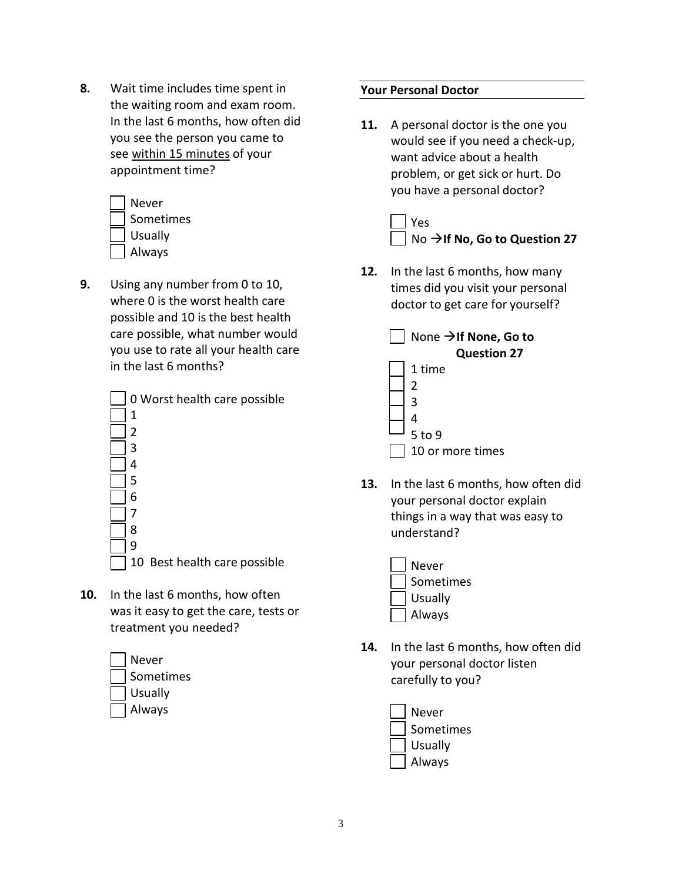**8.** Wait time includes time spent in the waiting room and exam room. In the last 6 months, how often did you see the person you came to see within 15 minutes of your appointment time?

- ☐ Never
- ☐ Sometimes
- ☐ Usually
- ☐ Always

**9.** Using any number from 0 to 10, where 0 is the worst health care possible and 10 is the best health care possible, what number would you use to rate all your health care in the last 6 months?

- ☐ 0 Worst health care possible
- ☐ 1
- ☐ 2
- ☐ 3
- ☐ 4
- ☐ 5
- ☐ 6
- ☐ 7
- ☐ 8
- ☐ 9
- ☐ 10 Best health care possible

**10.** In the last 6 months, how often was it easy to get the care, tests or treatment you needed?

- ☐ Never
- ☐ Sometimes
- ☐ Usually
- ☐ Always

## Your Personal Doctor

**11.** A personal doctor is the one you would see if you need a check-up, want advice about a health problem, or get sick or hurt. Do you have a personal doctor?

- ☐ Yes
- ☐ No →**If No, Go to Question 27**

**12.** In the last 6 months, how many times did you visit your personal doctor to get care for yourself?

- ☐ None →**If None, Go to Question 27**
- ☐ 1 time
- ☐ 2
- ☐ 3
- ☐ 4
- ☐ 5 to 9
- ☐ 10 or more times

**13.** In the last 6 months, how often did your personal doctor explain things in a way that was easy to understand?

- ☐ Never
- ☐ Sometimes
- ☐ Usually
- ☐ Always

**14.** In the last 6 months, how often did your personal doctor listen carefully to you?

- ☐ Never
- ☐ Sometimes
- ☐ Usually
- ☐ Always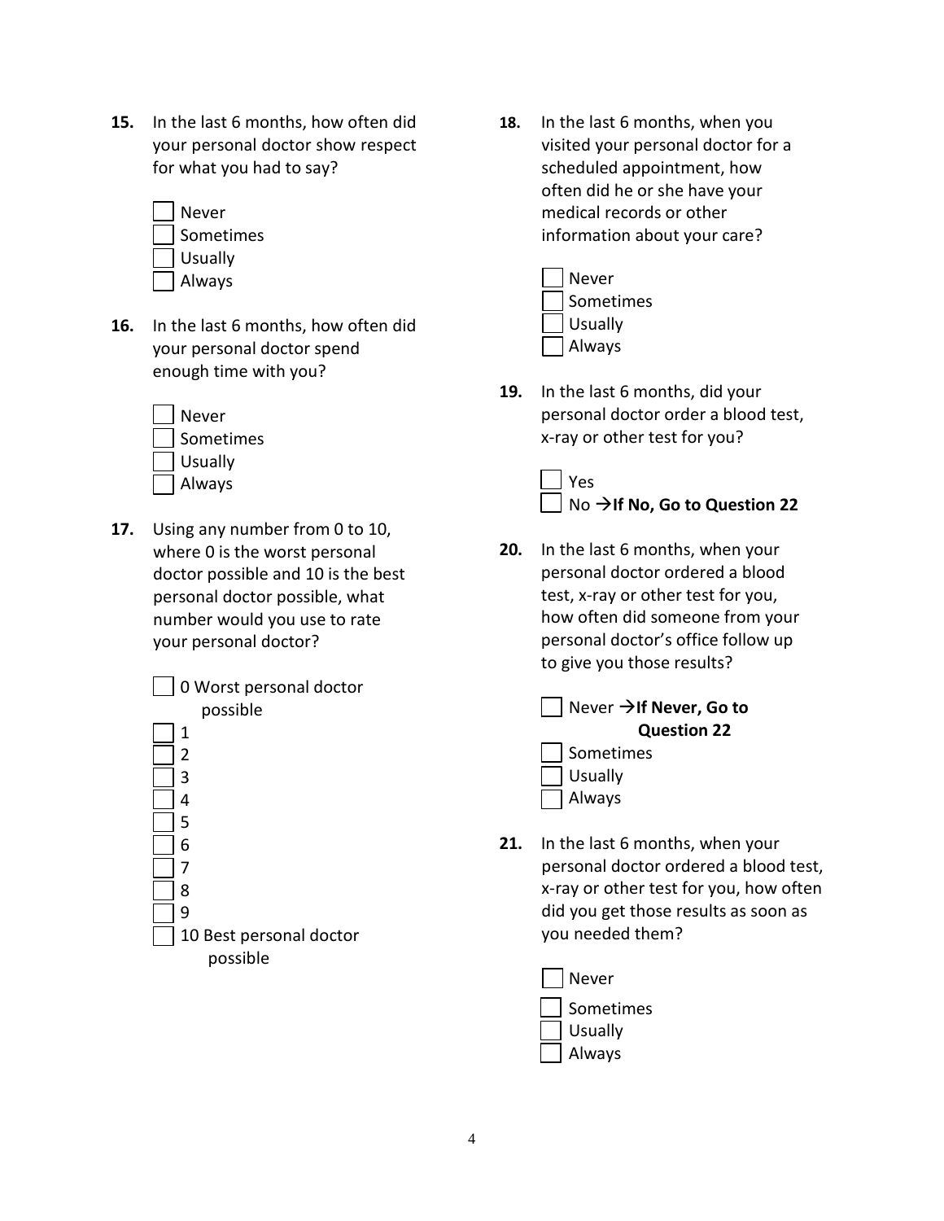**15.** In the last 6 months, how often did your personal doctor show respect for what you had to say?

- ☐ Never
- ☐ Sometimes
- ☐ Usually
- ☐ Always

**16.** In the last 6 months, how often did your personal doctor spend enough time with you?

- ☐ Never
- ☐ Sometimes
- ☐ Usually
- ☐ Always

**17.** Using any number from 0 to 10, where 0 is the worst personal doctor possible and 10 is the best personal doctor possible, what number would you use to rate your personal doctor?

- ☐ 0 Worst personal doctor possible
- ☐ 1
- ☐ 2
- ☐ 3
- ☐ 4
- ☐ 5
- ☐ 6
- ☐ 7
- ☐ 8
- ☐ 9
- ☐ 10 Best personal doctor possible

**18.** In the last 6 months, when you visited your personal doctor for a scheduled appointment, how often did he or she have your medical records or other information about your care?

- ☐ Never
- ☐ Sometimes
- ☐ Usually
- ☐ Always

**19.** In the last 6 months, did your personal doctor order a blood test, x-ray or other test for you?

- ☐ Yes
- ☐ No →**If No, Go to Question 22**

**20.** In the last 6 months, when your personal doctor ordered a blood test, x-ray or other test for you, how often did someone from your personal doctor's office follow up to give you those results?

- ☐ Never →**If Never, Go to Question 22**
- ☐ Sometimes
- ☐ Usually
- ☐ Always

**21.** In the last 6 months, when your personal doctor ordered a blood test, x-ray or other test for you, how often did you get those results as soon as you needed them?

- ☐ Never
- ☐ Sometimes
- ☐ Usually
- ☐ Always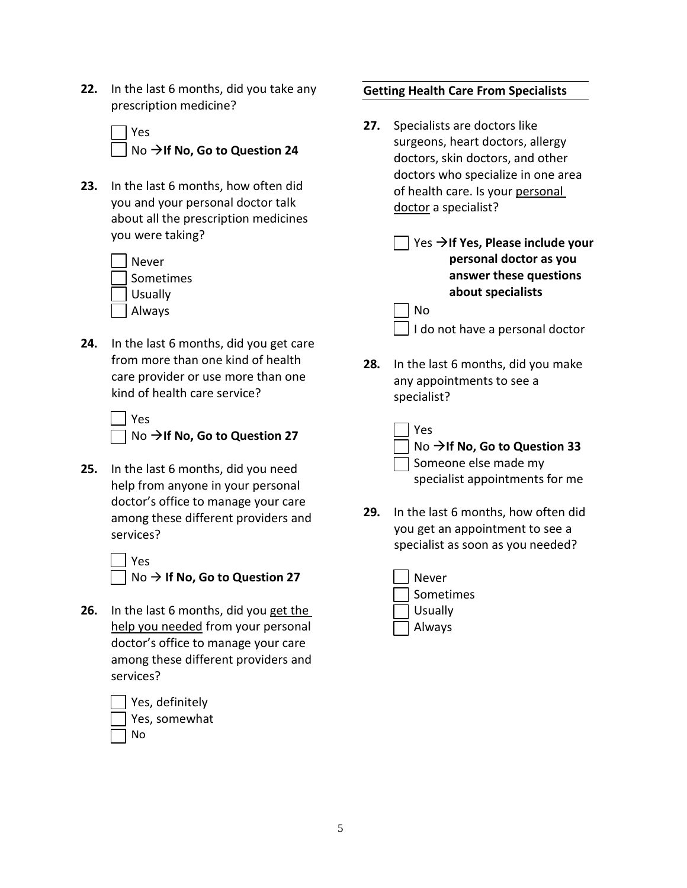**22.** In the last 6 months, did you take any prescription medicine?

- ☐ Yes
- ☐ No → **If No, Go to Question 24**

**23.** In the last 6 months, how often did you and your personal doctor talk about all the prescription medicines you were taking?

- ☐ Never
- ☐ Sometimes
- ☐ Usually
- ☐ Always

**24.** In the last 6 months, did you get care from more than one kind of health care provider or use more than one kind of health care service?

- ☐ Yes
- ☐ No → **If No, Go to Question 27**

**25.** In the last 6 months, did you need help from anyone in your personal doctor's office to manage your care among these different providers and services?

- ☐ Yes
- ☐ No → **If No, Go to Question 27**

**26.** In the last 6 months, did you <u>get the help you needed</u> from your personal doctor's office to manage your care among these different providers and services?

- ☐ Yes, definitely
- ☐ Yes, somewhat
- ☐ No

## Getting Health Care From Specialists

**27.** Specialists are doctors like surgeons, heart doctors, allergy doctors, skin doctors, and other doctors who specialize in one area of health care. Is your <u>personal doctor</u> a specialist?

- ☐ Yes → **If Yes, Please include your personal doctor as you answer these questions about specialists**
- ☐ No
- ☐ I do not have a personal doctor

**28.** In the last 6 months, did you make any appointments to see a specialist?

- ☐ Yes
- ☐ No → **If No, Go to Question 33**
- ☐ Someone else made my specialist appointments for me

**29.** In the last 6 months, how often did you get an appointment to see a specialist as soon as you needed?

- ☐ Never
- ☐ Sometimes
- ☐ Usually
- ☐ Always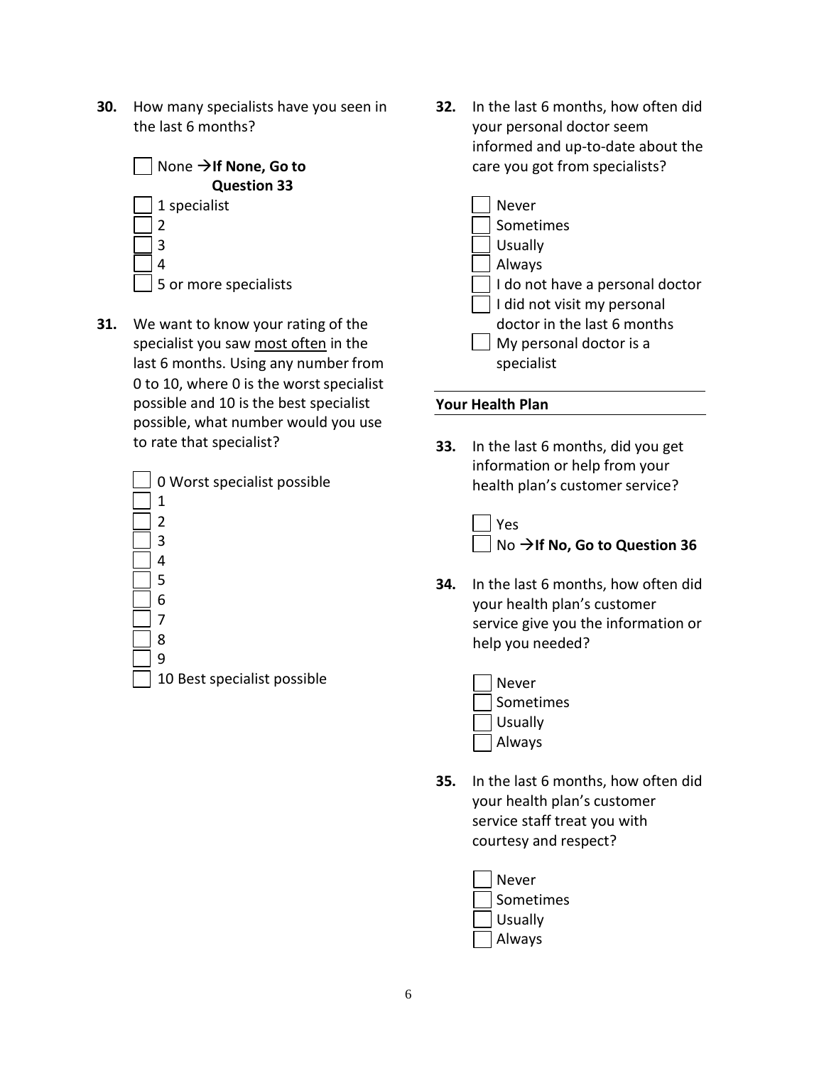**30.** How many specialists have you seen in the last 6 months?

- ☐ None → **If None, Go to Question 33**
- ☐ 1 specialist
- ☐ 2
- ☐ 3
- ☐ 4
- ☐ 5 or more specialists

**31.** We want to know your rating of the specialist you saw <u>most often</u> in the last 6 months. Using any number from 0 to 10, where 0 is the worst specialist possible and 10 is the best specialist possible, what number would you use to rate that specialist?

- ☐ 0 Worst specialist possible
- ☐ 1
- ☐ 2
- ☐ 3
- ☐ 4
- ☐ 5
- ☐ 6
- ☐ 7
- ☐ 8
- ☐ 9
- ☐ 10 Best specialist possible

**32.** In the last 6 months, how often did your personal doctor seem informed and up-to-date about the care you got from specialists?

- ☐ Never
- ☐ Sometimes
- ☐ Usually
- ☐ Always
- ☐ I do not have a personal doctor
- ☐ I did not visit my personal doctor in the last 6 months
- ☐ My personal doctor is a specialist

## Your Health Plan

**33.** In the last 6 months, did you get information or help from your health plan's customer service?

- ☐ Yes
- ☐ No → **If No, Go to Question 36**

**34.** In the last 6 months, how often did your health plan's customer service give you the information or help you needed?

- ☐ Never
- ☐ Sometimes
- ☐ Usually
- ☐ Always

**35.** In the last 6 months, how often did your health plan's customer service staff treat you with courtesy and respect?

- ☐ Never
- ☐ Sometimes
- ☐ Usually
- ☐ Always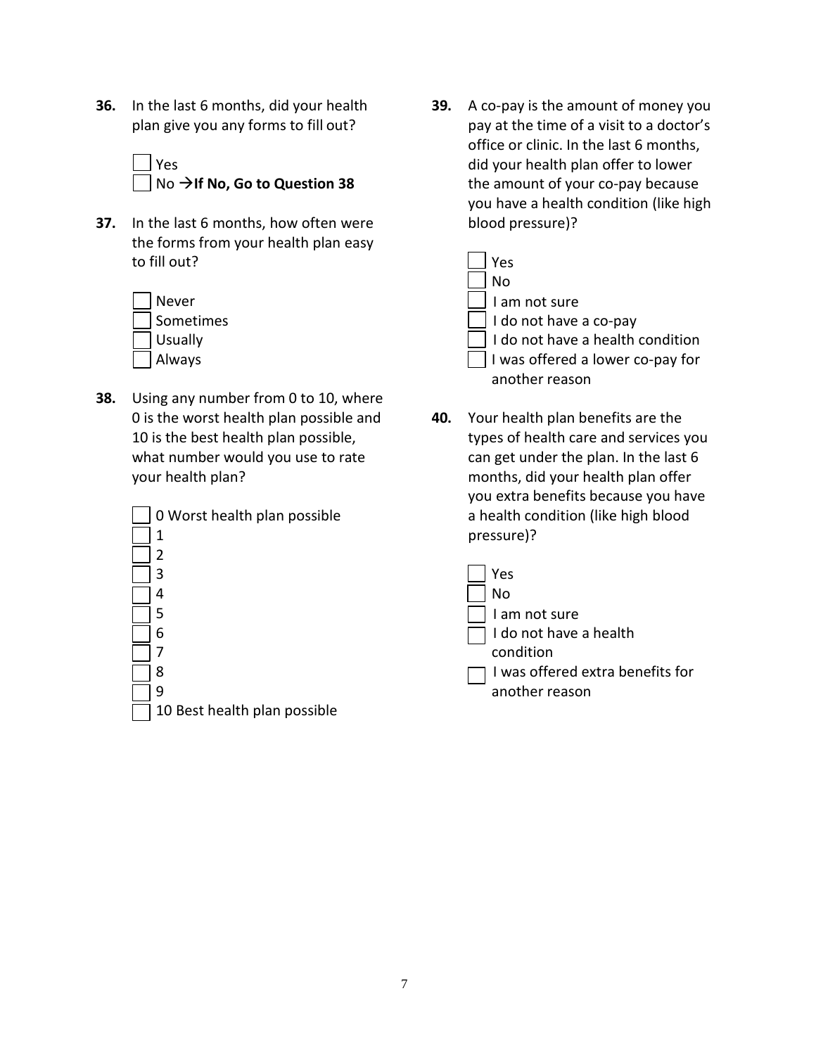**36.** In the last 6 months, did your health plan give you any forms to fill out?

- ☐ Yes
- ☐ No → **If No, Go to Question 38**

**37.** In the last 6 months, how often were the forms from your health plan easy to fill out?

- ☐ Never
- ☐ Sometimes
- ☐ Usually
- ☐ Always

**38.** Using any number from 0 to 10, where 0 is the worst health plan possible and 10 is the best health plan possible, what number would you use to rate your health plan?

- ☐ 0 Worst health plan possible
- ☐ 1
- ☐ 2
- ☐ 3
- ☐ 4
- ☐ 5
- ☐ 6
- ☐ 7
- ☐ 8
- ☐ 9
- ☐ 10 Best health plan possible

**39.** A co-pay is the amount of money you pay at the time of a visit to a doctor's office or clinic. In the last 6 months, did your health plan offer to lower the amount of your co-pay because you have a health condition (like high blood pressure)?

- ☐ Yes
- ☐ No
- ☐ I am not sure
- ☐ I do not have a co-pay
- ☐ I do not have a health condition
- ☐ I was offered a lower co-pay for another reason

**40.** Your health plan benefits are the types of health care and services you can get under the plan. In the last 6 months, did your health plan offer you extra benefits because you have a health condition (like high blood pressure)?

- ☐ Yes
- ☐ No
- ☐ I am not sure
- ☐ I do not have a health condition
- ☐ I was offered extra benefits for another reason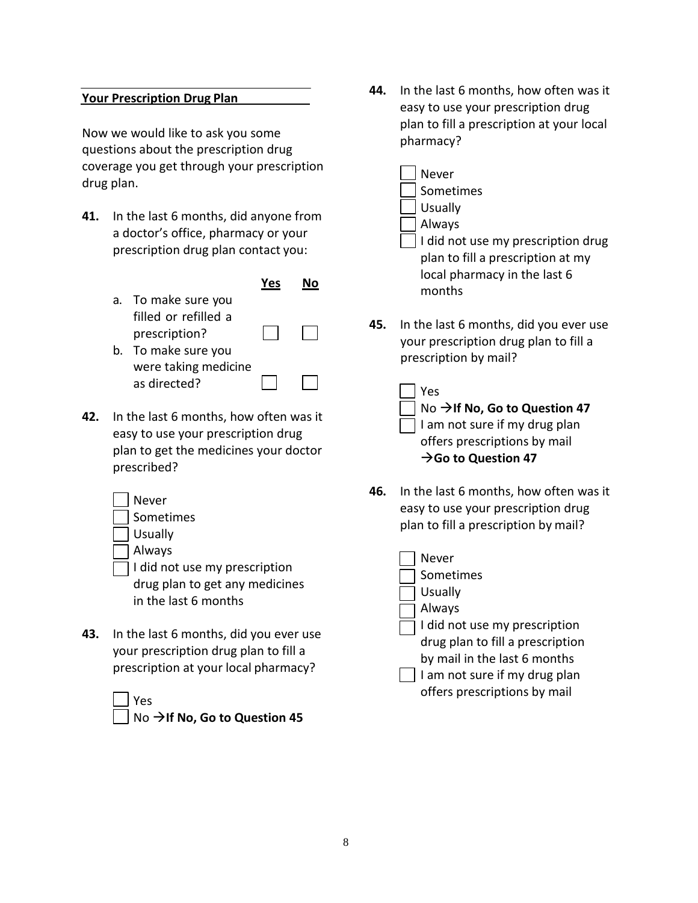## Your Prescription Drug Plan

Now we would like to ask you some questions about the prescription drug coverage you get through your prescription drug plan.

**41.** In the last 6 months, did anyone from a doctor's office, pharmacy or your prescription drug plan contact you:

| | Yes | No |
|---|---|---|
| a. To make sure you filled or refilled a prescription? | ☐ | ☐ |
| b. To make sure you were taking medicine as directed? | ☐ | ☐ |

**42.** In the last 6 months, how often was it easy to use your prescription drug plan to get the medicines your doctor prescribed?

- ☐ Never
- ☐ Sometimes
- ☐ Usually
- ☐ Always
- ☐ I did not use my prescription drug plan to get any medicines in the last 6 months

**43.** In the last 6 months, did you ever use your prescription drug plan to fill a prescription at your local pharmacy?

- ☐ Yes
- ☐ No →**If No, Go to Question 45**

**44.** In the last 6 months, how often was it easy to use your prescription drug plan to fill a prescription at your local pharmacy?

- ☐ Never
- ☐ Sometimes
- ☐ Usually
- ☐ Always
- ☐ I did not use my prescription drug plan to fill a prescription at my local pharmacy in the last 6 months

**45.** In the last 6 months, did you ever use your prescription drug plan to fill a prescription by mail?

- ☐ Yes
- ☐ No →**If No, Go to Question 47**
- ☐ I am not sure if my drug plan offers prescriptions by mail →**Go to Question 47**

**46.** In the last 6 months, how often was it easy to use your prescription drug plan to fill a prescription by mail?

- ☐ Never
- ☐ Sometimes
- ☐ Usually
- ☐ Always
- ☐ I did not use my prescription drug plan to fill a prescription by mail in the last 6 months
- ☐ I am not sure if my drug plan offers prescriptions by mail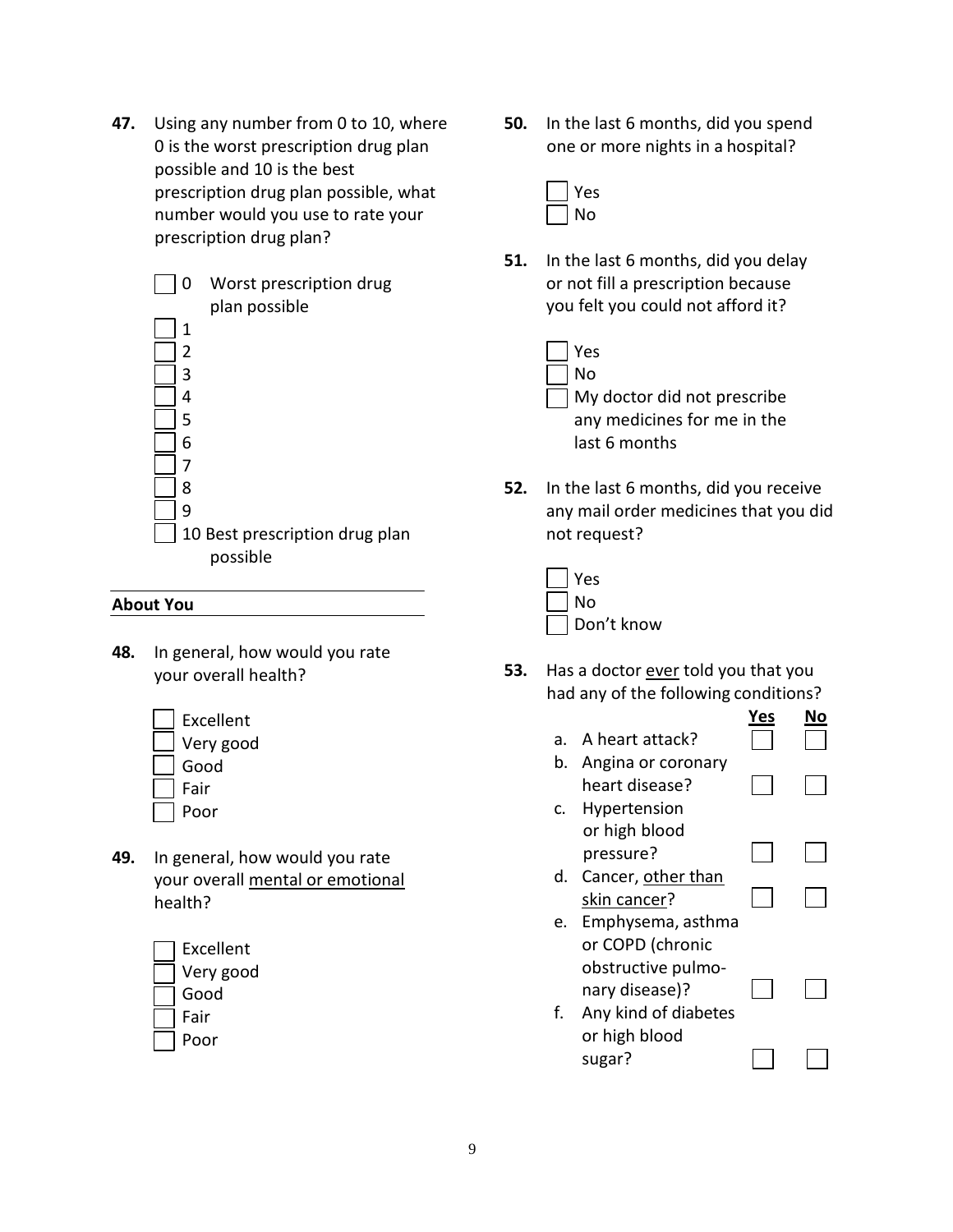**47.** Using any number from 0 to 10, where 0 is the worst prescription drug plan possible and 10 is the best prescription drug plan possible, what number would you use to rate your prescription drug plan?

- ☐ 0 Worst prescription drug plan possible
- ☐ 1
- ☐ 2
- ☐ 3
- ☐ 4
- ☐ 5
- ☐ 6
- ☐ 7
- ☐ 8
- ☐ 9
- ☐ 10 Best prescription drug plan possible

## About You

**48.** In general, how would you rate your overall health?

- ☐ Excellent
- ☐ Very good
- ☐ Good
- ☐ Fair
- ☐ Poor

**49.** In general, how would you rate your overall <u>mental or emotional</u> health?

- ☐ Excellent
- ☐ Very good
- ☐ Good
- ☐ Fair
- ☐ Poor

**50.** In the last 6 months, did you spend one or more nights in a hospital?

- ☐ Yes
- ☐ No

**51.** In the last 6 months, did you delay or not fill a prescription because you felt you could not afford it?

- ☐ Yes
- ☐ No
- ☐ My doctor did not prescribe any medicines for me in the last 6 months

**52.** In the last 6 months, did you receive any mail order medicines that you did not request?

- ☐ Yes
- ☐ No
- ☐ Don't know

**53.** Has a doctor <u>ever</u> told you that you had any of the following conditions?

| | Yes | No |
|---|---|---|
| a. A heart attack? | ☐ | ☐ |
| b. Angina or coronary heart disease? | ☐ | ☐ |
| c. Hypertension or high blood pressure? | ☐ | ☐ |
| d. Cancer, <u>other than skin cancer</u>? | ☐ | ☐ |
| e. Emphysema, asthma or COPD (chronic obstructive pulmonary disease)? | ☐ | ☐ |
| f. Any kind of diabetes or high blood sugar? | ☐ | ☐ |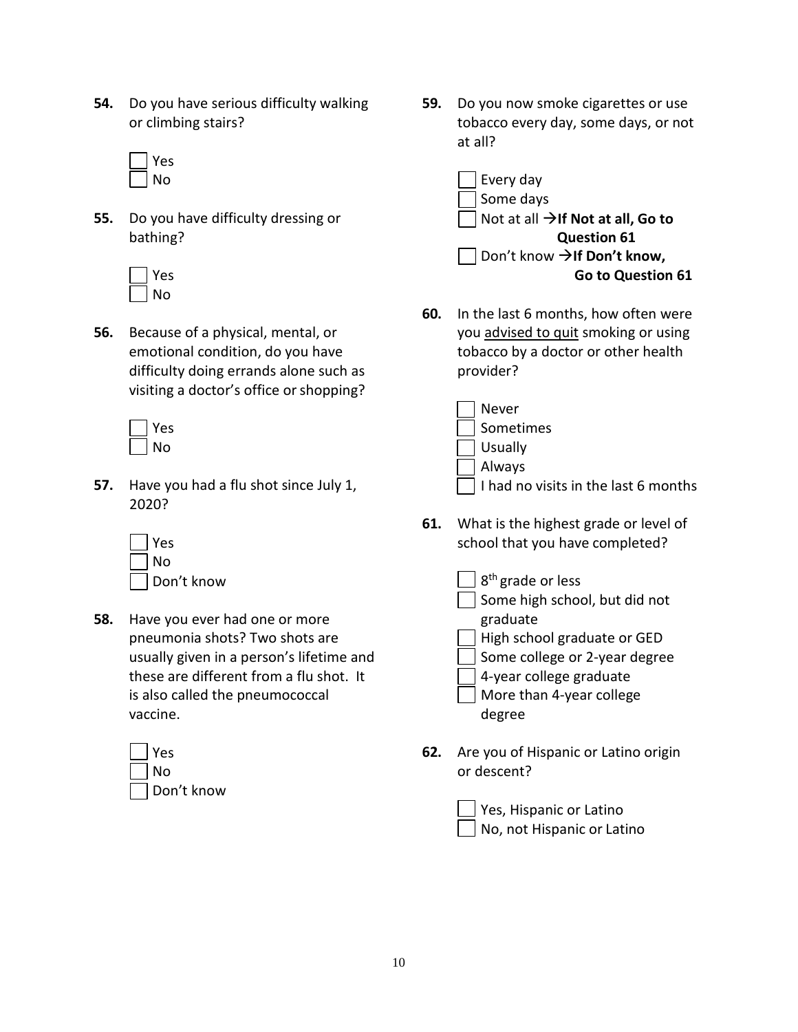**54.** Do you have serious difficulty walking or climbing stairs?

- ☐ Yes
- ☐ No

**55.** Do you have difficulty dressing or bathing?

- ☐ Yes
- ☐ No

**56.** Because of a physical, mental, or emotional condition, do you have difficulty doing errands alone such as visiting a doctor's office or shopping?

- ☐ Yes
- ☐ No

**57.** Have you had a flu shot since July 1, 2020?

- ☐ Yes
- ☐ No
- ☐ Don't know

**58.** Have you ever had one or more pneumonia shots? Two shots are usually given in a person's lifetime and these are different from a flu shot. It is also called the pneumococcal vaccine.

- ☐ Yes
- ☐ No
- ☐ Don't know

**59.** Do you now smoke cigarettes or use tobacco every day, some days, or not at all?

- ☐ Every day
- ☐ Some days
- ☐ Not at all →**If Not at all, Go to Question 61**
- ☐ Don't know →**If Don't know, Go to Question 61**

**60.** In the last 6 months, how often were you advised to quit smoking or using tobacco by a doctor or other health provider?

- ☐ Never
- ☐ Sometimes
- ☐ Usually
- ☐ Always
- ☐ I had no visits in the last 6 months

**61.** What is the highest grade or level of school that you have completed?

- ☐ 8th grade or less
- ☐ Some high school, but did not graduate
- ☐ High school graduate or GED
- ☐ Some college or 2-year degree
- ☐ 4-year college graduate
- ☐ More than 4-year college degree

**62.** Are you of Hispanic or Latino origin or descent?

- ☐ Yes, Hispanic or Latino
- ☐ No, not Hispanic or Latino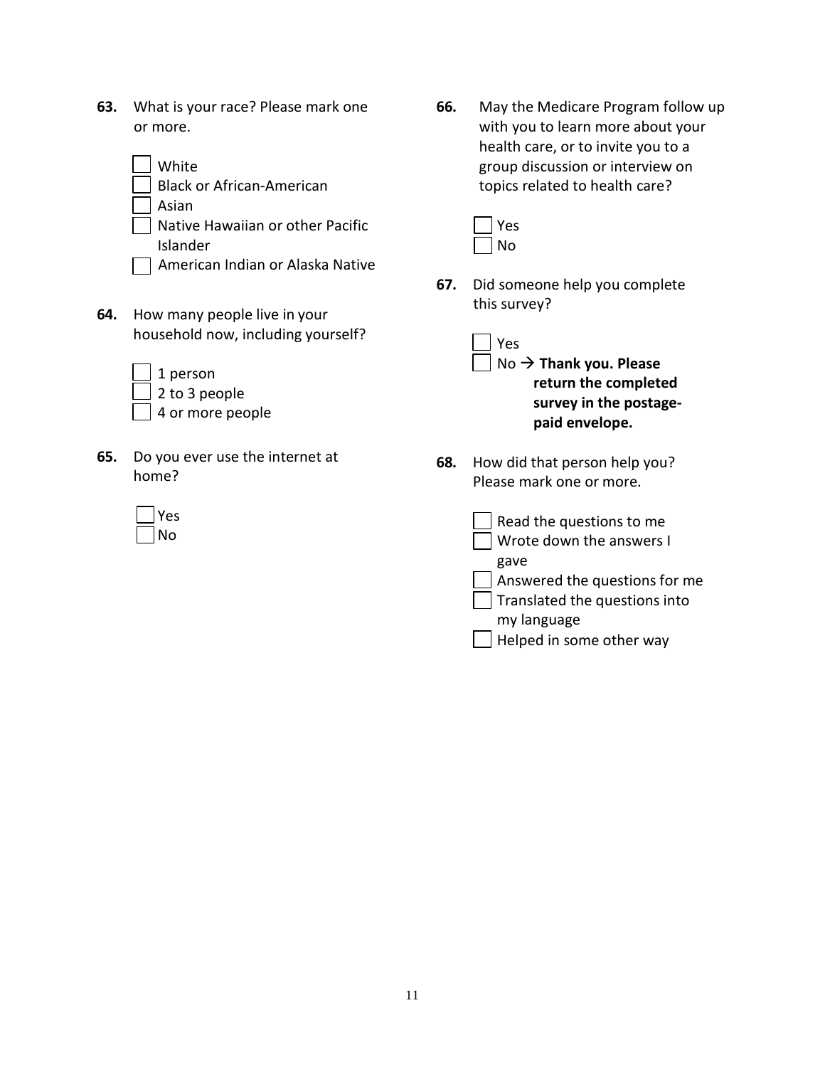**63.** What is your race? Please mark one or more.

- ☐ White
- ☐ Black or African-American
- ☐ Asian
- ☐ Native Hawaiian or other Pacific Islander
- ☐ American Indian or Alaska Native

**64.** How many people live in your household now, including yourself?

- ☐ 1 person
- ☐ 2 to 3 people
- ☐ 4 or more people

**65.** Do you ever use the internet at home?

- ☐ Yes
- ☐ No

**66.** May the Medicare Program follow up with you to learn more about your health care, or to invite you to a group discussion or interview on topics related to health care?

- ☐ Yes
- ☐ No

**67.** Did someone help you complete this survey?

- ☐ Yes
- ☐ No → **Thank you. Please return the completed survey in the postage-paid envelope.**

**68.** How did that person help you? Please mark one or more.

- ☐ Read the questions to me
- ☐ Wrote down the answers I gave
- ☐ Answered the questions for me
- ☐ Translated the questions into my language
- ☐ Helped in some other way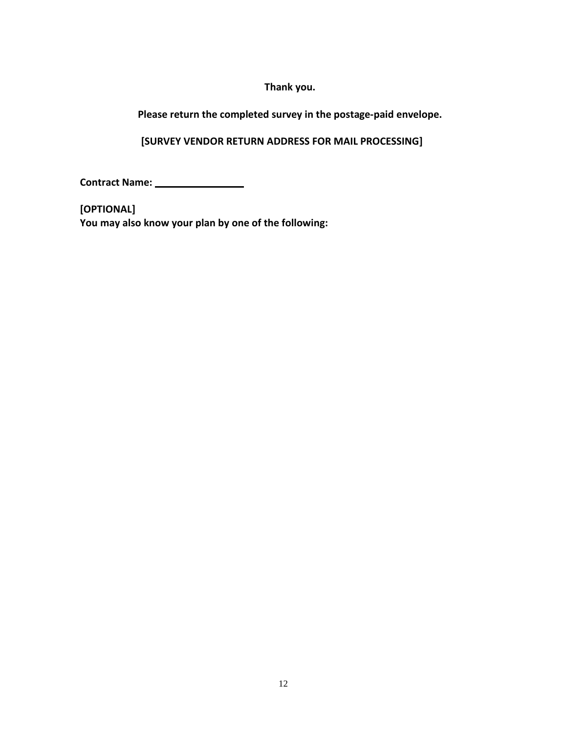**Thank you.**

**Please return the completed survey in the postage-paid envelope.**

**[SURVEY VENDOR RETURN ADDRESS FOR MAIL PROCESSING]**

**Contract Name: ________________**

**[OPTIONAL]**
**You may also know your plan by one of the following:**